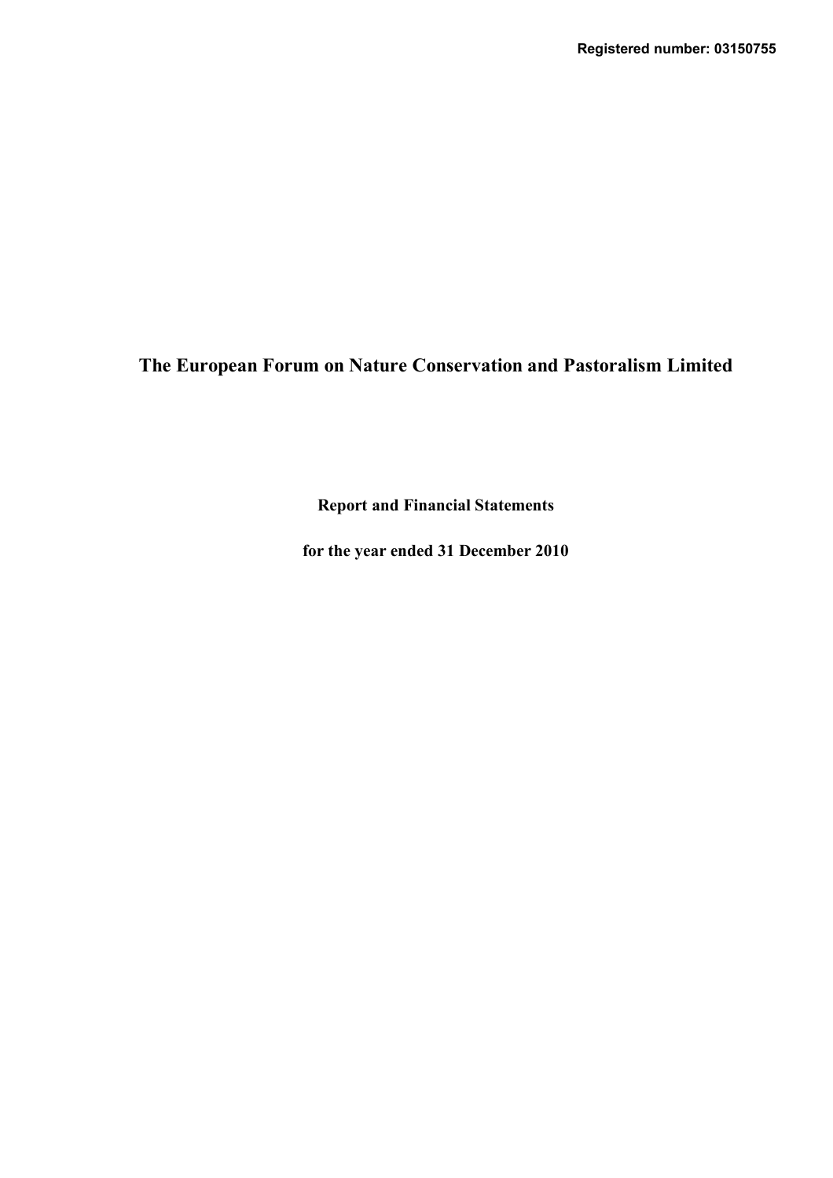**Registered number: 03150755**

# The European Forum on Nature Conservation and Pastoralism Limited

**Report and Financial Statements**

**for the year ended 31 December 2010**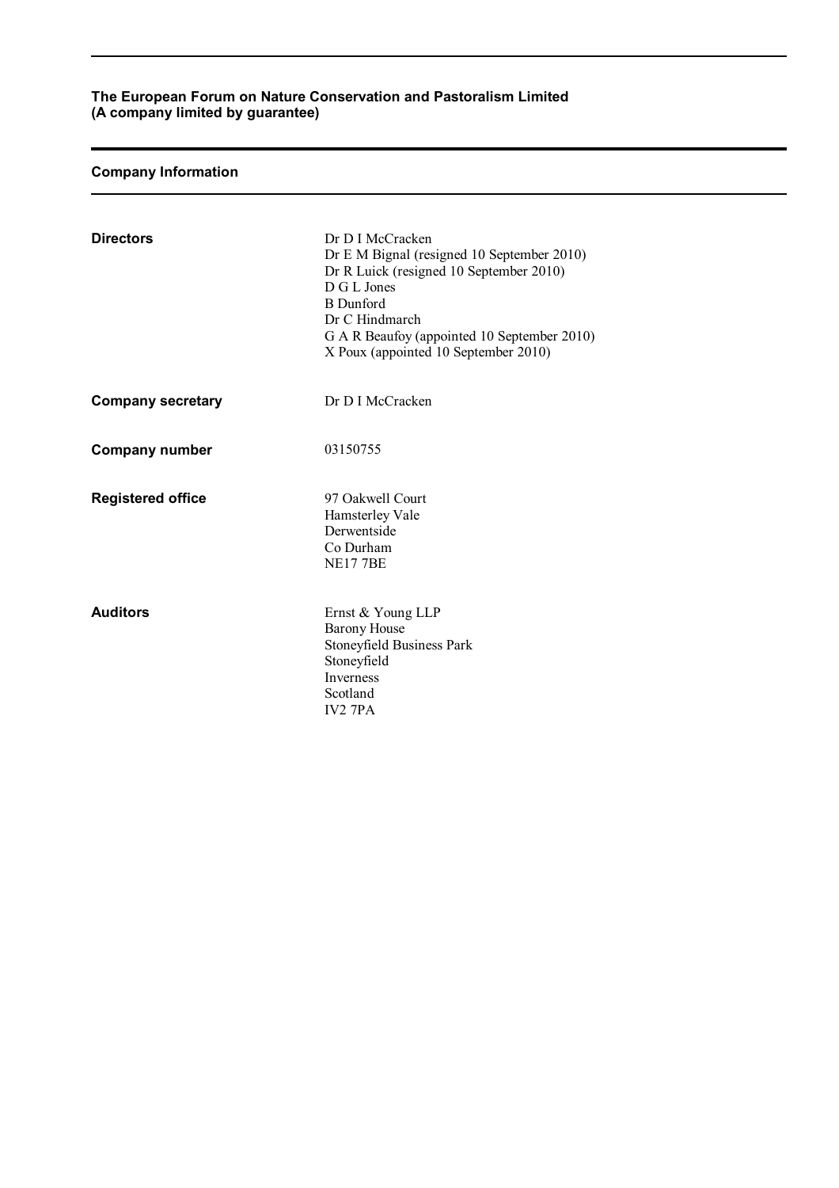**The European Forum on Nature Conservation and Pastoralism Limited**
**(A company limited by guarantee)**

## Company Information

| | |
|---|---|
| **Directors** | Dr D I McCracken<br>Dr E M Bignal (resigned 10 September 2010)<br>Dr R Luick (resigned 10 September 2010)<br>D G L Jones<br>B Dunford<br>Dr C Hindmarch<br>G A R Beaufoy (appointed 10 September 2010)<br>X Poux (appointed 10 September 2010) |
| **Company secretary** | Dr D I McCracken |
| **Company number** | 03150755 |
| **Registered office** | 97 Oakwell Court<br>Hamsterley Vale<br>Derwentside<br>Co Durham<br>NE17 7BE |
| **Auditors** | Ernst & Young LLP<br>Barony House<br>Stoneyfield Business Park<br>Stoneyfield<br>Inverness<br>Scotland<br>IV2 7PA |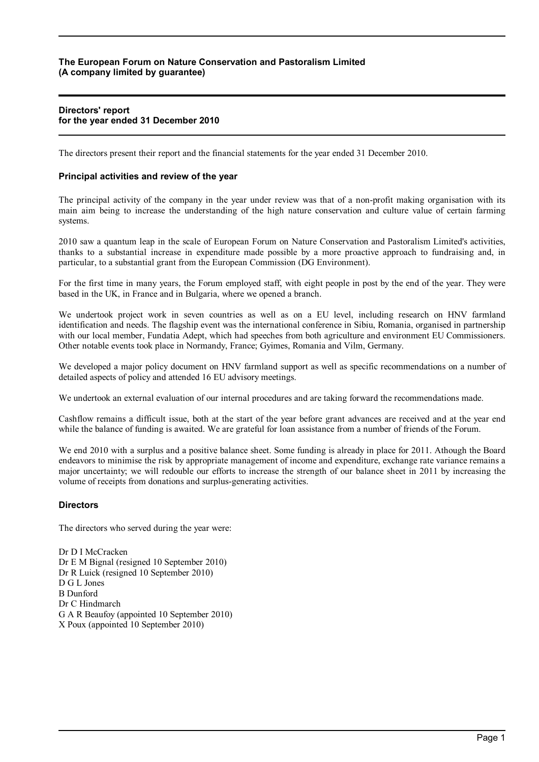**The European Forum on Nature Conservation and Pastoralism Limited**
**(A company limited by guarantee)**

# Directors' report for the year ended 31 December 2010

The directors present their report and the financial statements for the year ended 31 December 2010.

## Principal activities and review of the year

The principal activity of the company in the year under review was that of a non-profit making organisation with its main aim being to increase the understanding of the high nature conservation and culture value of certain farming systems.

2010 saw a quantum leap in the scale of European Forum on Nature Conservation and Pastoralism Limited's activities, thanks to a substantial increase in expenditure made possible by a more proactive approach to fundraising and, in particular, to a substantial grant from the European Commission (DG Environment).

For the first time in many years, the Forum employed staff, with eight people in post by the end of the year. They were based in the UK, in France and in Bulgaria, where we opened a branch.

We undertook project work in seven countries as well as on a EU level, including research on HNV farmland identification and needs. The flagship event was the international conference in Sibiu, Romania, organised in partnership with our local member, Fundatia Adept, which had speeches from both agriculture and environment EU Commissioners. Other notable events took place in Normandy, France; Gyimes, Romania and Vilm, Germany.

We developed a major policy document on HNV farmland support as well as specific recommendations on a number of detailed aspects of policy and attended 16 EU advisory meetings.

We undertook an external evaluation of our internal procedures and are taking forward the recommendations made.

Cashflow remains a difficult issue, both at the start of the year before grant advances are received and at the year end while the balance of funding is awaited. We are grateful for loan assistance from a number of friends of the Forum.

We end 2010 with a surplus and a positive balance sheet. Some funding is already in place for 2011. Athough the Board endeavors to minimise the risk by appropriate management of income and expenditure, exchange rate variance remains a major uncertainty; we will redouble our efforts to increase the strength of our balance sheet in 2011 by increasing the volume of receipts from donations and surplus-generating activities.

## Directors

The directors who served during the year were:

Dr D I McCracken
Dr E M Bignal (resigned 10 September 2010)
Dr R Luick (resigned 10 September 2010)
D G L Jones
B Dunford
Dr C Hindmarch
G A R Beaufoy (appointed 10 September 2010)
X Poux (appointed 10 September 2010)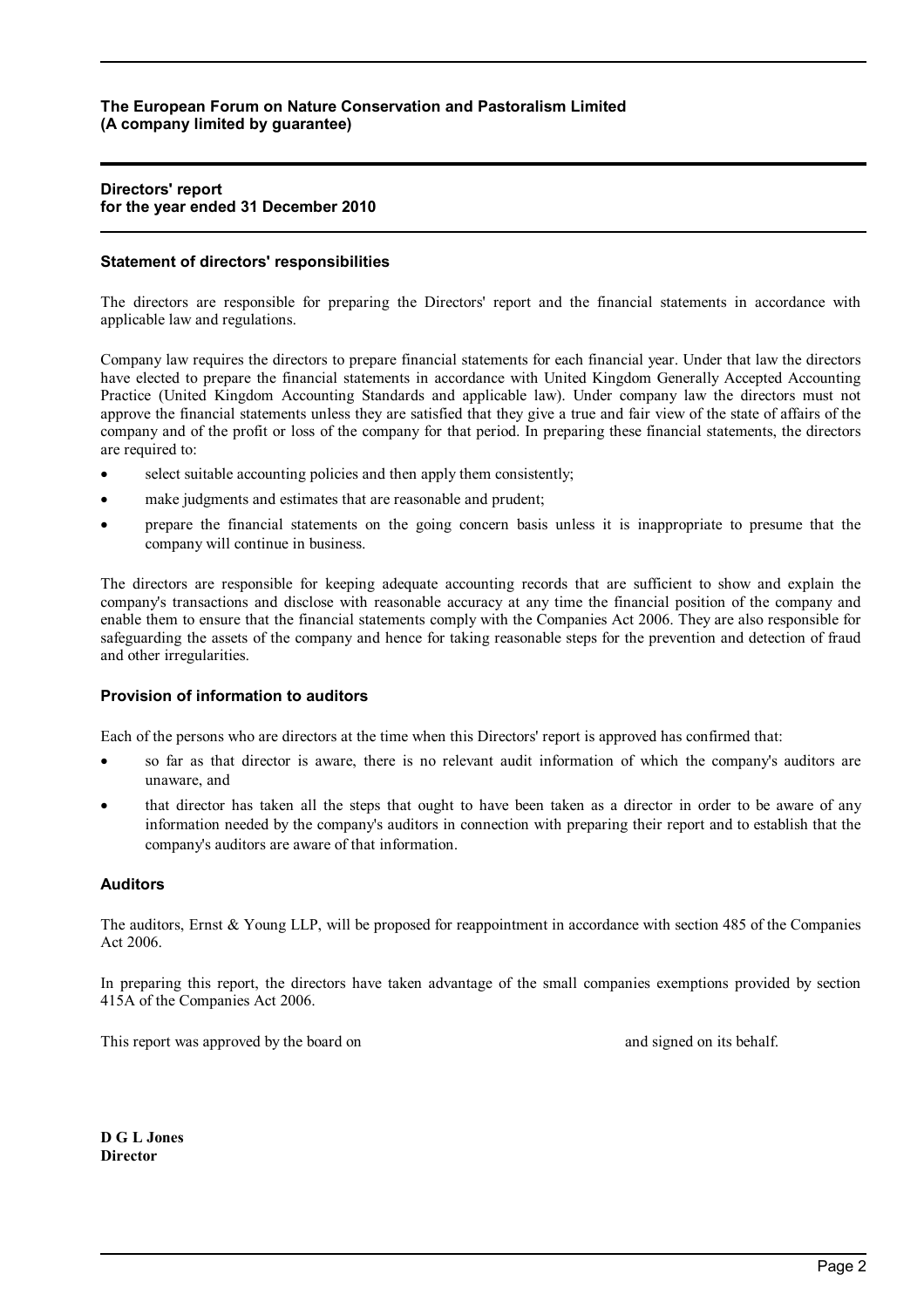**The European Forum on Nature Conservation and Pastoralism Limited**
**(A company limited by guarantee)**

## Directors' report
## for the year ended 31 December 2010

### Statement of directors' responsibilities

The directors are responsible for preparing the Directors' report and the financial statements in accordance with applicable law and regulations.

Company law requires the directors to prepare financial statements for each financial year. Under that law the directors have elected to prepare the financial statements in accordance with United Kingdom Generally Accepted Accounting Practice (United Kingdom Accounting Standards and applicable law). Under company law the directors must not approve the financial statements unless they are satisfied that they give a true and fair view of the state of affairs of the company and of the profit or loss of the company for that period. In preparing these financial statements, the directors are required to:

- select suitable accounting policies and then apply them consistently;
- make judgments and estimates that are reasonable and prudent;
- prepare the financial statements on the going concern basis unless it is inappropriate to presume that the company will continue in business.

The directors are responsible for keeping adequate accounting records that are sufficient to show and explain the company's transactions and disclose with reasonable accuracy at any time the financial position of the company and enable them to ensure that the financial statements comply with the Companies Act 2006. They are also responsible for safeguarding the assets of the company and hence for taking reasonable steps for the prevention and detection of fraud and other irregularities.

### Provision of information to auditors

Each of the persons who are directors at the time when this Directors' report is approved has confirmed that:

- so far as that director is aware, there is no relevant audit information of which the company's auditors are unaware, and
- that director has taken all the steps that ought to have been taken as a director in order to be aware of any information needed by the company's auditors in connection with preparing their report and to establish that the company's auditors are aware of that information.

### Auditors

The auditors, Ernst & Young LLP, will be proposed for reappointment in accordance with section 485 of the Companies Act 2006.

In preparing this report, the directors have taken advantage of the small companies exemptions provided by section 415A of the Companies Act 2006.

This report was approved by the board on and signed on its behalf.

**D G L Jones**
**Director**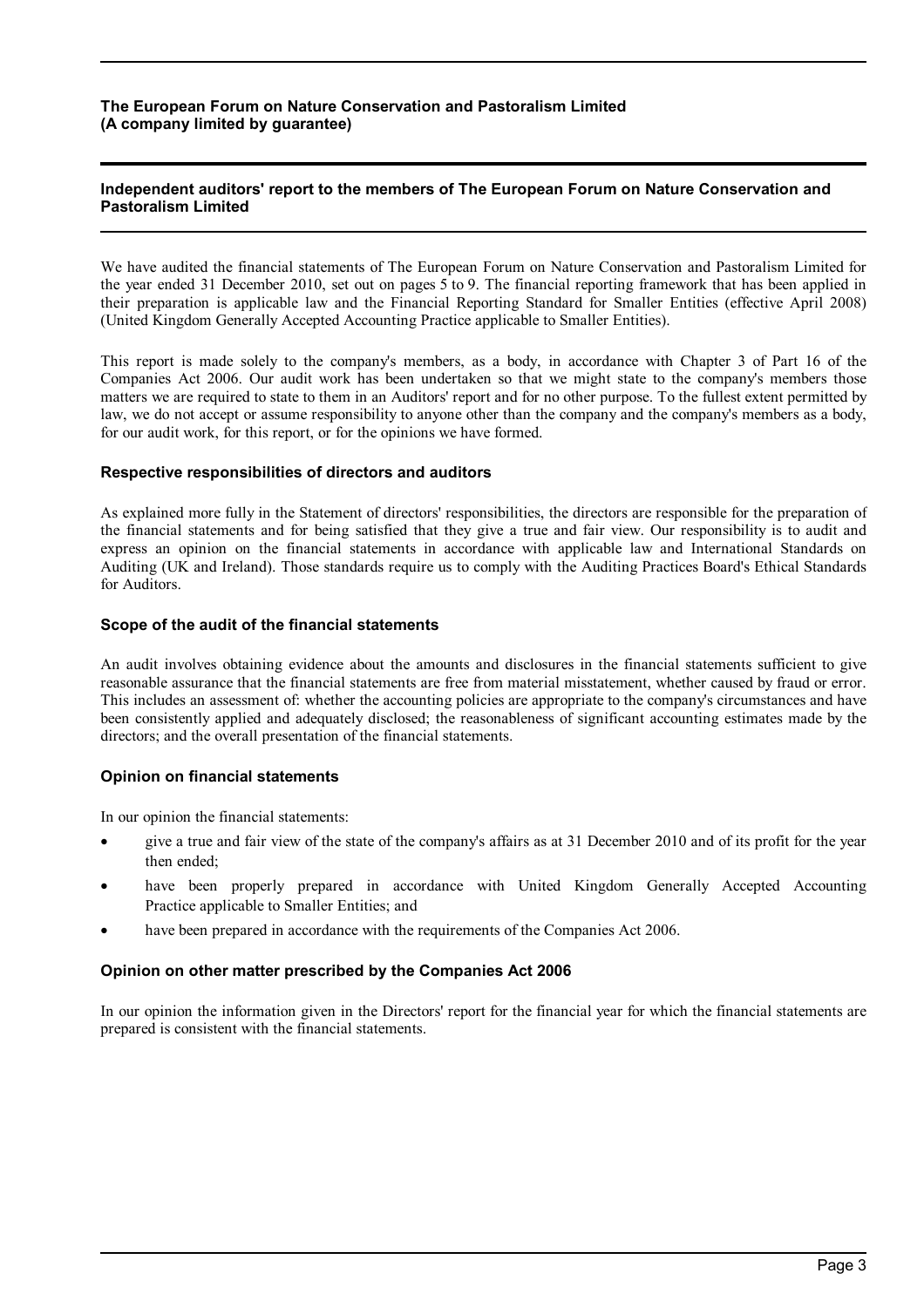**The European Forum on Nature Conservation and Pastoralism Limited**
**(A company limited by guarantee)**

## Independent auditors' report to the members of The European Forum on Nature Conservation and Pastoralism Limited

We have audited the financial statements of The European Forum on Nature Conservation and Pastoralism Limited for the year ended 31 December 2010, set out on pages 5 to 9. The financial reporting framework that has been applied in their preparation is applicable law and the Financial Reporting Standard for Smaller Entities (effective April 2008) (United Kingdom Generally Accepted Accounting Practice applicable to Smaller Entities).

This report is made solely to the company's members, as a body, in accordance with Chapter 3 of Part 16 of the Companies Act 2006. Our audit work has been undertaken so that we might state to the company's members those matters we are required to state to them in an Auditors' report and for no other purpose. To the fullest extent permitted by law, we do not accept or assume responsibility to anyone other than the company and the company's members as a body, for our audit work, for this report, or for the opinions we have formed.

### Respective responsibilities of directors and auditors

As explained more fully in the Statement of directors' responsibilities, the directors are responsible for the preparation of the financial statements and for being satisfied that they give a true and fair view. Our responsibility is to audit and express an opinion on the financial statements in accordance with applicable law and International Standards on Auditing (UK and Ireland). Those standards require us to comply with the Auditing Practices Board's Ethical Standards for Auditors.

### Scope of the audit of the financial statements

An audit involves obtaining evidence about the amounts and disclosures in the financial statements sufficient to give reasonable assurance that the financial statements are free from material misstatement, whether caused by fraud or error. This includes an assessment of: whether the accounting policies are appropriate to the company's circumstances and have been consistently applied and adequately disclosed; the reasonableness of significant accounting estimates made by the directors; and the overall presentation of the financial statements.

### Opinion on financial statements

In our opinion the financial statements:

- give a true and fair view of the state of the company's affairs as at 31 December 2010 and of its profit for the year then ended;
- have been properly prepared in accordance with United Kingdom Generally Accepted Accounting Practice applicable to Smaller Entities; and
- have been prepared in accordance with the requirements of the Companies Act 2006.

### Opinion on other matter prescribed by the Companies Act 2006

In our opinion the information given in the Directors' report for the financial year for which the financial statements are prepared is consistent with the financial statements.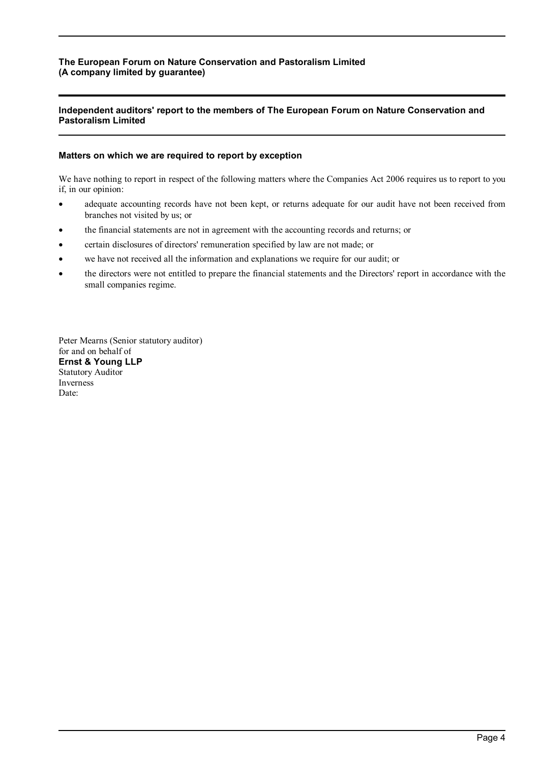**The European Forum on Nature Conservation and Pastoralism Limited**
**(A company limited by guarantee)**

## Independent auditors' report to the members of The European Forum on Nature Conservation and Pastoralism Limited

### Matters on which we are required to report by exception

We have nothing to report in respect of the following matters where the Companies Act 2006 requires us to report to you if, in our opinion:

- adequate accounting records have not been kept, or returns adequate for our audit have not been received from branches not visited by us; or
- the financial statements are not in agreement with the accounting records and returns; or
- certain disclosures of directors' remuneration specified by law are not made; or
- we have not received all the information and explanations we require for our audit; or
- the directors were not entitled to prepare the financial statements and the Directors' report in accordance with the small companies regime.

Peter Mearns (Senior statutory auditor)
for and on behalf of
**Ernst & Young LLP**
Statutory Auditor
Inverness
Date: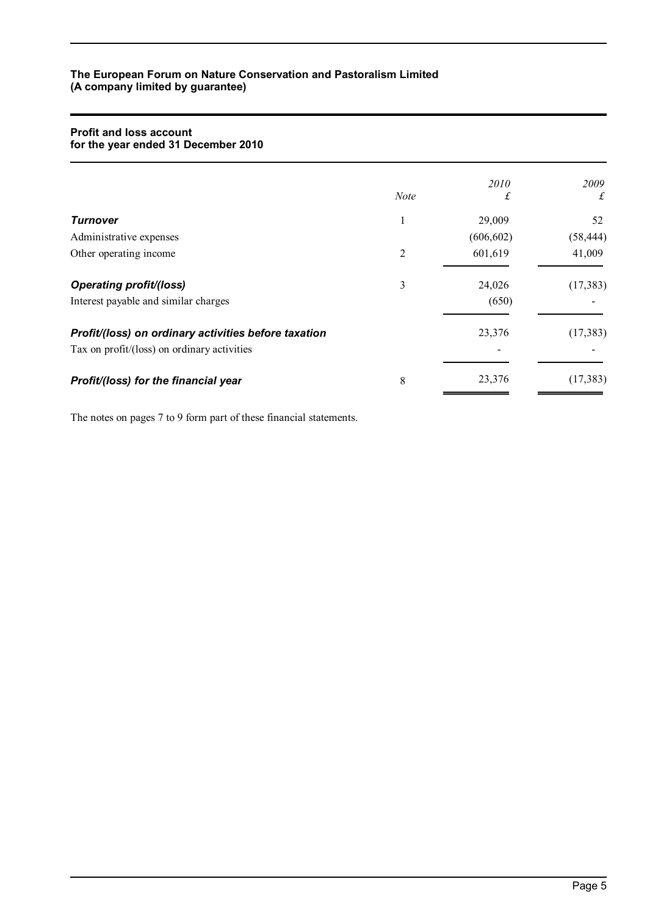**The European Forum on Nature Conservation and Pastoralism Limited**
**(A company limited by guarantee)**

## Profit and loss account
## for the year ended 31 December 2010

| | *Note* | *2010* £ | *2009* £ |
|---|---|---|---|
| ***Turnover*** | 1 | 29,009 | 52 |
| Administrative expenses | | (606,602) | (58,444) |
| Other operating income | 2 | 601,619 | 41,009 |
| ***Operating profit/(loss)*** | 3 | 24,026 | (17,383) |
| Interest payable and similar charges | | (650) | - |
| ***Profit/(loss) on ordinary activities before taxation*** | | 23,376 | (17,383) |
| Tax on profit/(loss) on ordinary activities | | - | - |
| ***Profit/(loss) for the financial year*** | 8 | 23,376 | (17,383) |

The notes on pages 7 to 9 form part of these financial statements.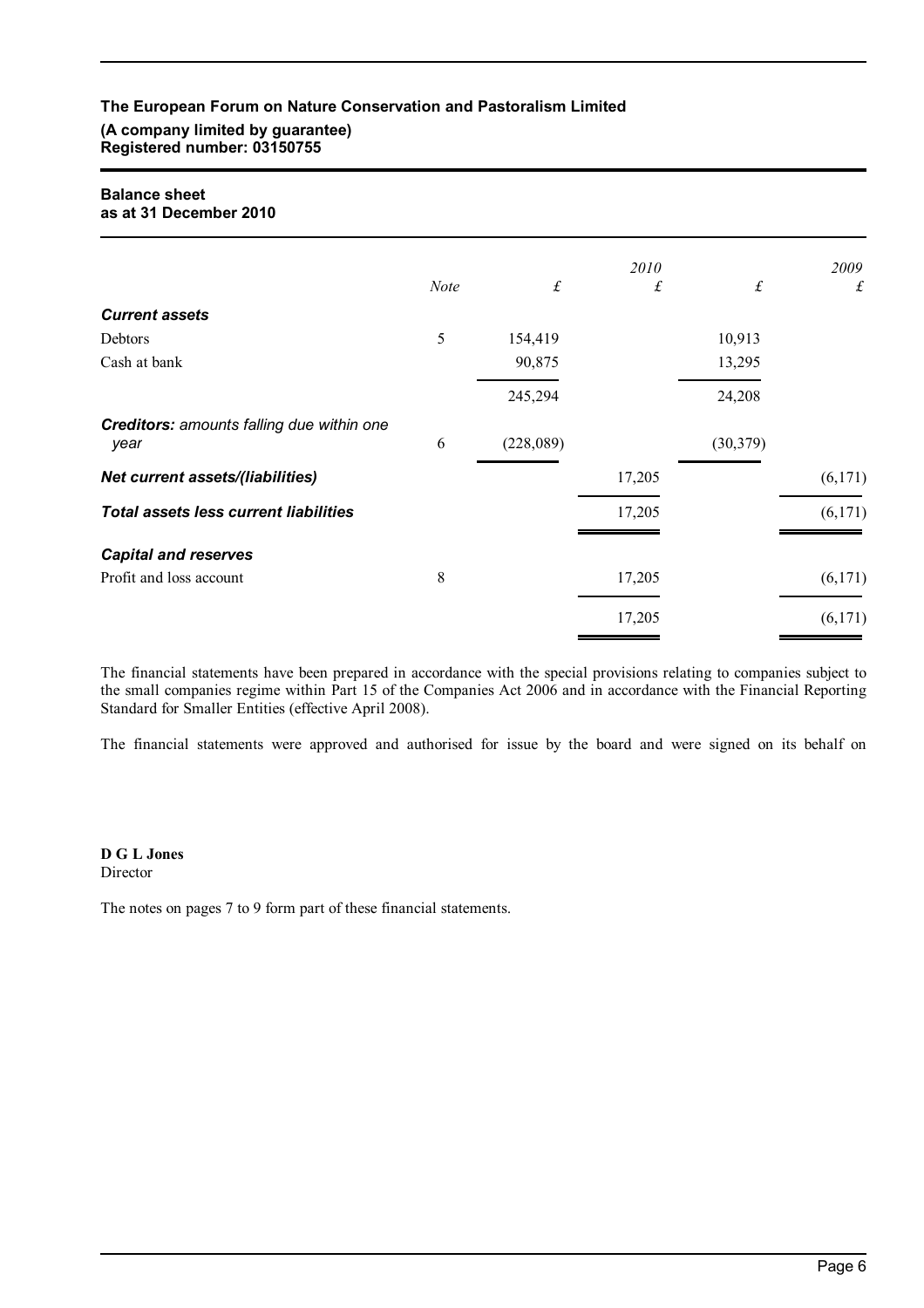**The European Forum on Nature Conservation and Pastoralism Limited**
**(A company limited by guarantee)**
**Registered number: 03150755**

## Balance sheet
## as at 31 December 2010

| | Note | £ | 2010<br>£ | £ | 2009<br>£ |
|---|---|---|---|---|---|
| ***Current assets*** | | | | | |
| Debtors | 5 | 154,419 | | 10,913 | |
| Cash at bank | | 90,875 | | 13,295 | |
| | | 245,294 | | 24,208 | |
| ***Creditors:*** *amounts falling due within one year* | 6 | (228,089) | | (30,379) | |
| ***Net current assets/(liabilities)*** | | | 17,205 | | (6,171) |
| ***Total assets less current liabilities*** | | | 17,205 | | (6,171) |
| ***Capital and reserves*** | | | | | |
| Profit and loss account | 8 | | 17,205 | | (6,171) |
| | | | 17,205 | | (6,171) |

The financial statements have been prepared in accordance with the special provisions relating to companies subject to the small companies regime within Part 15 of the Companies Act 2006 and in accordance with the Financial Reporting Standard for Smaller Entities (effective April 2008).

The financial statements were approved and authorised for issue by the board and were signed on its behalf on

**D G L Jones**
Director

The notes on pages 7 to 9 form part of these financial statements.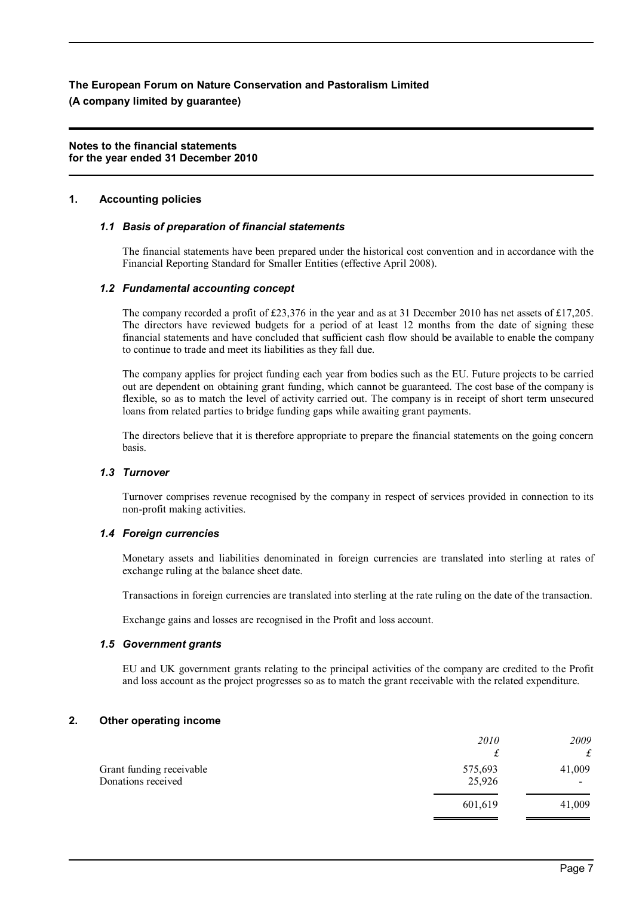**The European Forum on Nature Conservation and Pastoralism Limited**
**(A company limited by guarantee)**

**Notes to the financial statements**
**for the year ended 31 December 2010**

## 1. Accounting policies

### *1.1 Basis of preparation of financial statements*

The financial statements have been prepared under the historical cost convention and in accordance with the Financial Reporting Standard for Smaller Entities (effective April 2008).

### *1.2 Fundamental accounting concept*

The company recorded a profit of £23,376 in the year and as at 31 December 2010 has net assets of £17,205. The directors have reviewed budgets for a period of at least 12 months from the date of signing these financial statements and have concluded that sufficient cash flow should be available to enable the company to continue to trade and meet its liabilities as they fall due.

The company applies for project funding each year from bodies such as the EU. Future projects to be carried out are dependent on obtaining grant funding, which cannot be guaranteed. The cost base of the company is flexible, so as to match the level of activity carried out. The company is in receipt of short term unsecured loans from related parties to bridge funding gaps while awaiting grant payments.

The directors believe that it is therefore appropriate to prepare the financial statements on the going concern basis.

### *1.3 Turnover*

Turnover comprises revenue recognised by the company in respect of services provided in connection to its non-profit making activities.

### *1.4 Foreign currencies*

Monetary assets and liabilities denominated in foreign currencies are translated into sterling at rates of exchange ruling at the balance sheet date.

Transactions in foreign currencies are translated into sterling at the rate ruling on the date of the transaction.

Exchange gains and losses are recognised in the Profit and loss account.

### *1.5 Government grants*

EU and UK government grants relating to the principal activities of the company are credited to the Profit and loss account as the project progresses so as to match the grant receivable with the related expenditure.

## 2. Other operating income

| | *2010* | *2009* |
|---|---|---|
| | *£* | *£* |
| Grant funding receivable | 575,693 | 41,009 |
| Donations received | 25,926 | - |
| | 601,619 | 41,009 |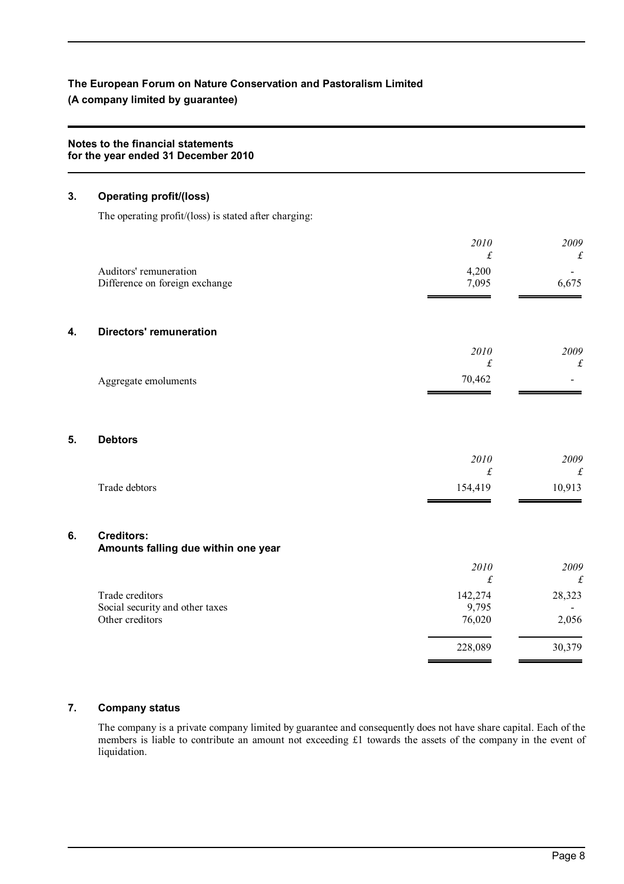**The European Forum on Nature Conservation and Pastoralism Limited**
**(A company limited by guarantee)**

**Notes to the financial statements**
**for the year ended 31 December 2010**

## 3. Operating profit/(loss)

The operating profit/(loss) is stated after charging:

| | *2010* £ | *2009* £ |
|---|---|---|
| Auditors' remuneration | 4,200 | - |
| Difference on foreign exchange | 7,095 | 6,675 |

## 4. Directors' remuneration

| | *2010* £ | *2009* £ |
|---|---|---|
| Aggregate emoluments | 70,462 | - |

## 5. Debtors

| | *2010* £ | *2009* £ |
|---|---|---|
| Trade debtors | 154,419 | 10,913 |

## 6. Creditors: Amounts falling due within one year

| | *2010* £ | *2009* £ |
|---|---|---|
| Trade creditors | 142,274 | 28,323 |
| Social security and other taxes | 9,795 | - |
| Other creditors | 76,020 | 2,056 |
| | 228,089 | 30,379 |

## 7. Company status

The company is a private company limited by guarantee and consequently does not have share capital. Each of the members is liable to contribute an amount not exceeding £1 towards the assets of the company in the event of liquidation.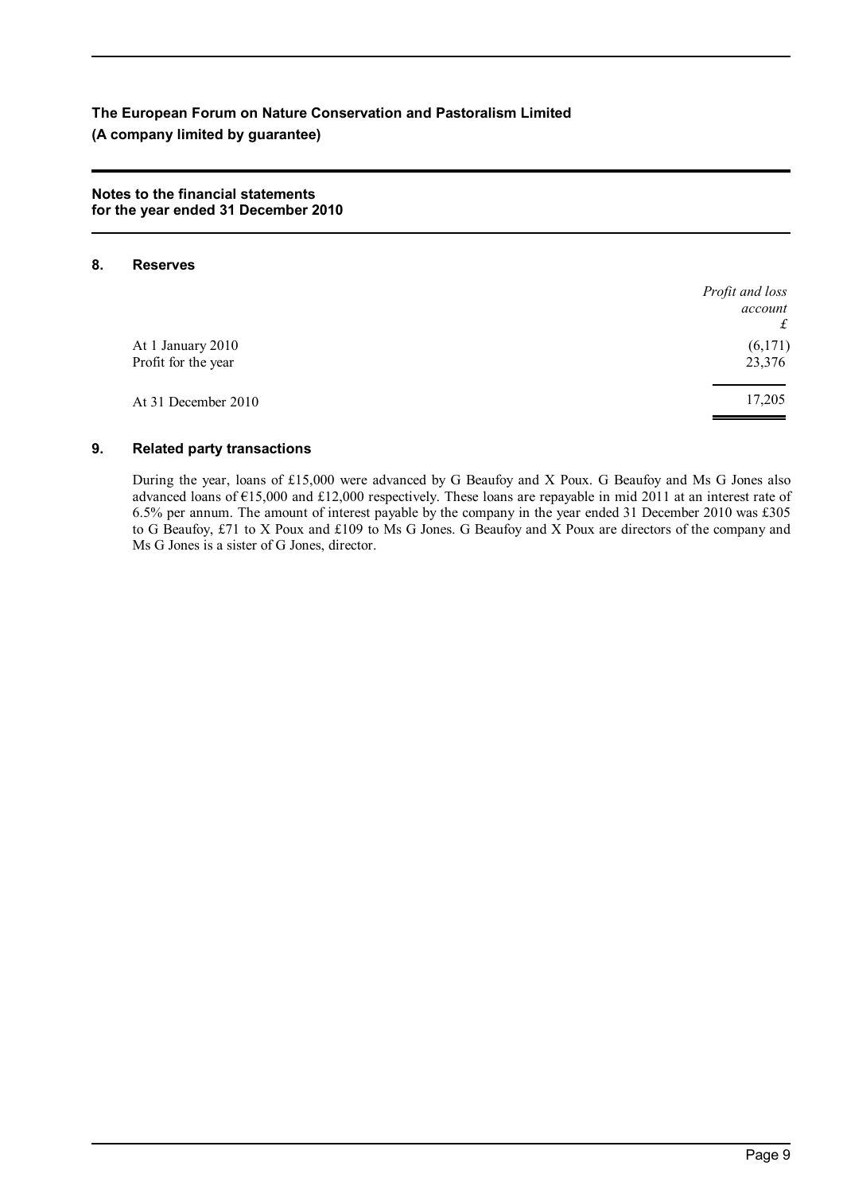**The European Forum on Nature Conservation and Pastoralism Limited**
**(A company limited by guarantee)**

**Notes to the financial statements**
**for the year ended 31 December 2010**

## 8. Reserves

| | *Profit and loss account* |
|---|---|
| | *£* |
| At 1 January 2010 | (6,171) |
| Profit for the year | 23,376 |
| At 31 December 2010 | 17,205 |

## 9. Related party transactions

During the year, loans of £15,000 were advanced by G Beaufoy and X Poux. G Beaufoy and Ms G Jones also advanced loans of €15,000 and £12,000 respectively. These loans are repayable in mid 2011 at an interest rate of 6.5% per annum. The amount of interest payable by the company in the year ended 31 December 2010 was £305 to G Beaufoy, £71 to X Poux and £109 to Ms G Jones. G Beaufoy and X Poux are directors of the company and Ms G Jones is a sister of G Jones, director.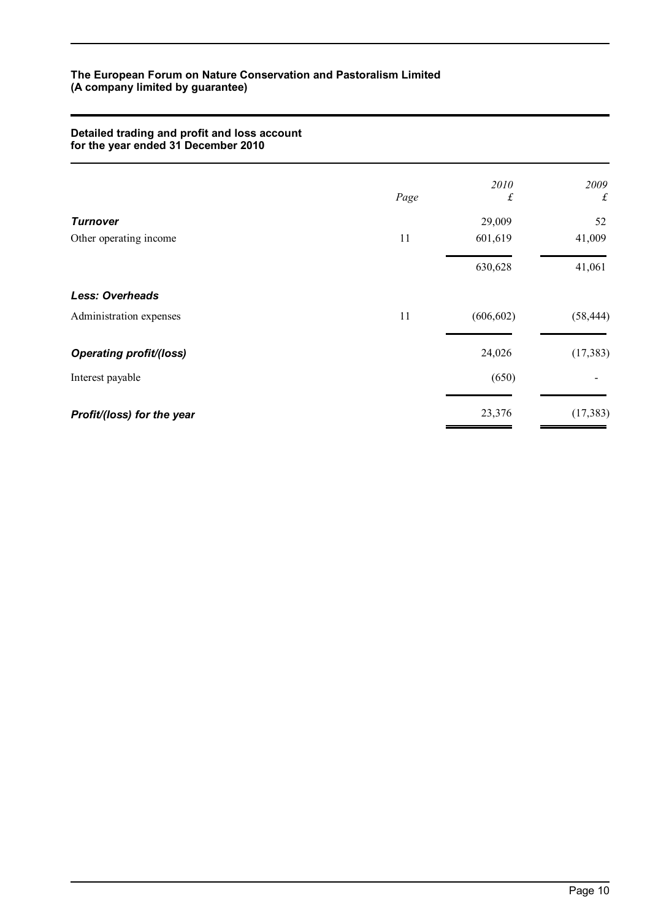**The European Forum on Nature Conservation and Pastoralism Limited**
**(A company limited by guarantee)**

## Detailed trading and profit and loss account for the year ended 31 December 2010

| | *Page* | *2010* £ | *2009* £ |
|---|---|---|---|
| ***Turnover*** | | 29,009 | 52 |
| Other operating income | 11 | 601,619 | 41,009 |
| | | 630,628 | 41,061 |
| ***Less: Overheads*** | | | |
| Administration expenses | 11 | (606,602) | (58,444) |
| ***Operating profit/(loss)*** | | 24,026 | (17,383) |
| Interest payable | | (650) | - |
| ***Profit/(loss) for the year*** | | 23,376 | (17,383) |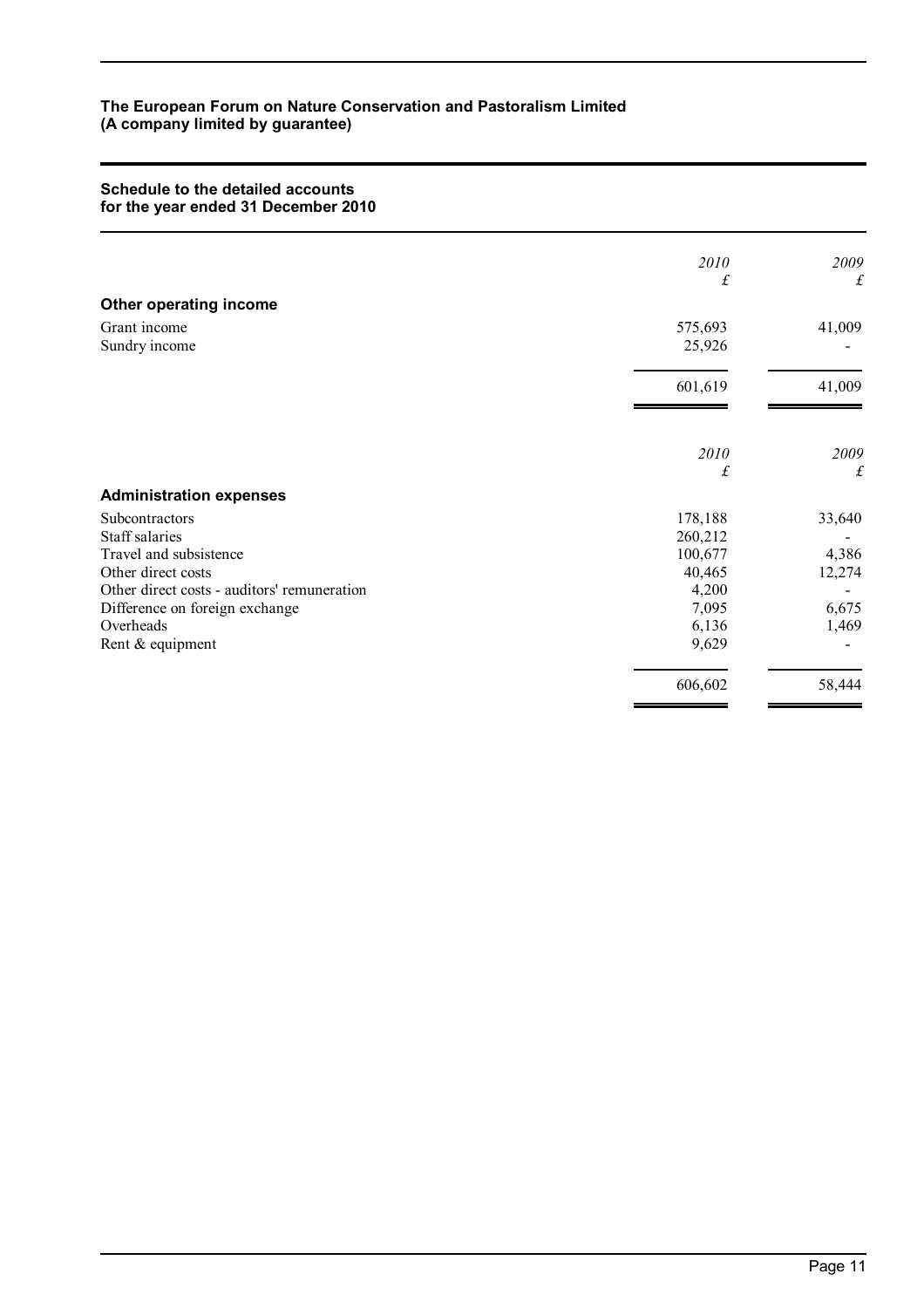**The European Forum on Nature Conservation and Pastoralism Limited**
**(A company limited by guarantee)**

**Schedule to the detailed accounts**
**for the year ended 31 December 2010**

| | *2010* £ | *2009* £ |
|---|---|---|
| **Other operating income** | | |
| Grant income | 575,693 | 41,009 |
| Sundry income | 25,926 | - |
| | 601,619 | 41,009 |

| | *2010* £ | *2009* £ |
|---|---|---|
| **Administration expenses** | | |
| Subcontractors | 178,188 | 33,640 |
| Staff salaries | 260,212 | - |
| Travel and subsistence | 100,677 | 4,386 |
| Other direct costs | 40,465 | 12,274 |
| Other direct costs - auditors' remuneration | 4,200 | - |
| Difference on foreign exchange | 7,095 | 6,675 |
| Overheads | 6,136 | 1,469 |
| Rent & equipment | 9,629 | - |
| | 606,602 | 58,444 |